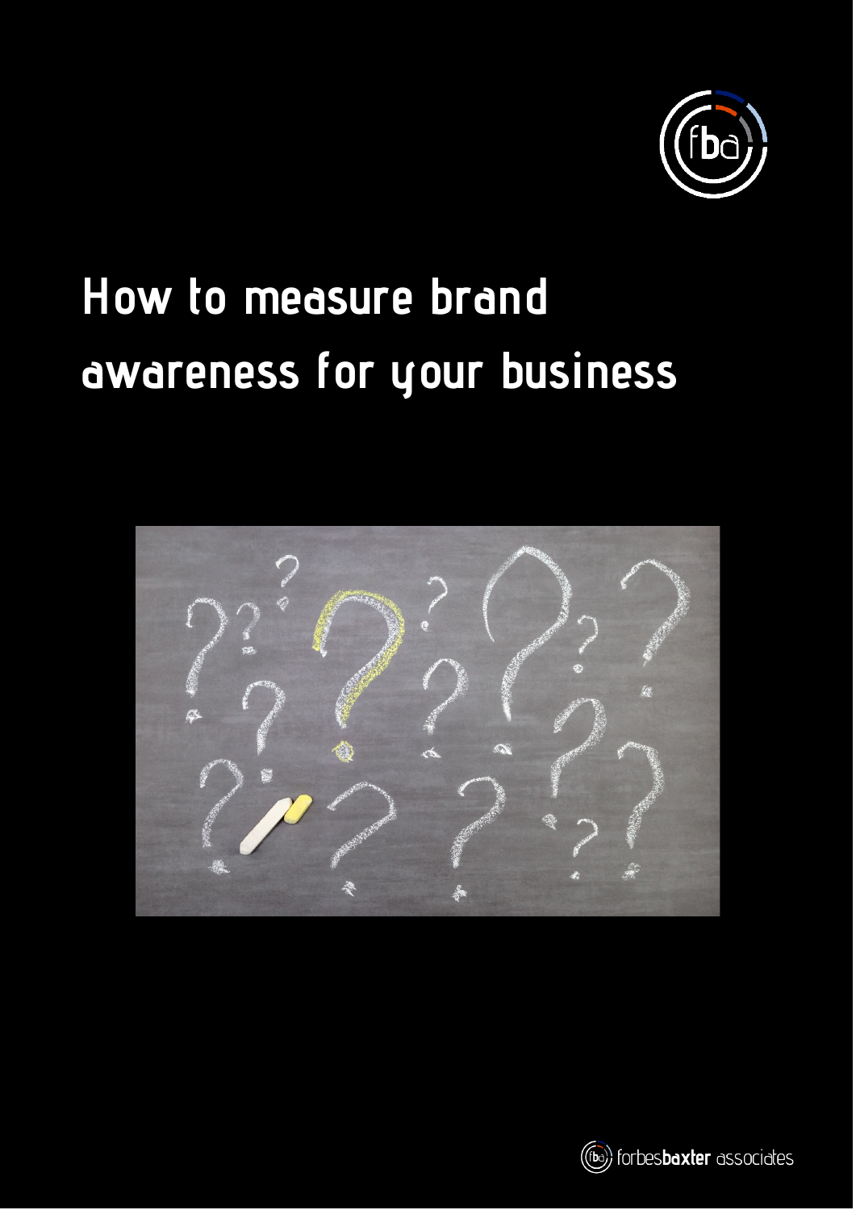# How to measure brand awareness for your business

forbesbaxter associates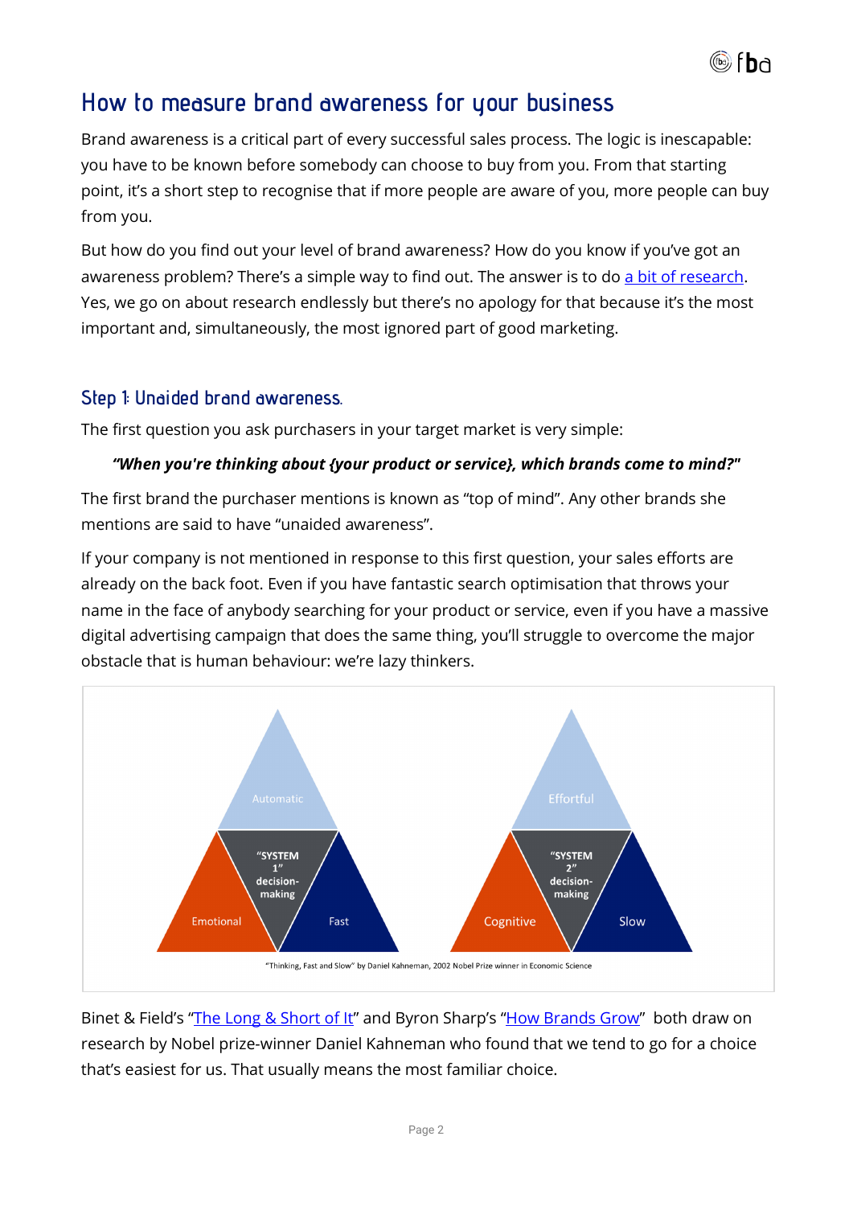# How to measure brand awareness for your business

Brand awareness is a critical part of every successful sales process. The logic is inescapable: you have to be known before somebody can choose to buy from you. From that starting point, it's a short step to recognise that if more people are aware of you, more people can buy from you.

But how do you find out your level of brand awareness? How do you know if you've got an awareness problem? There's a simple way to find out. The answer is to do a bit of research. Yes, we go on about research endlessly but there's no apology for that because it's the most important and, simultaneously, the most ignored part of good marketing.

## Step 1: Unaided brand awareness.

The first question you ask purchasers in your target market is very simple:

***"When you're thinking about {your product or service}, which brands come to mind?"***

The first brand the purchaser mentions is known as "top of mind". Any other brands she mentions are said to have "unaided awareness".

If your company is not mentioned in response to this first question, your sales efforts are already on the back foot. Even if you have fantastic search optimisation that throws your name in the face of anybody searching for your product or service, even if you have a massive digital advertising campaign that does the same thing, you'll struggle to overcome the major obstacle that is human behaviour: we're lazy thinkers.

Automatic | "SYSTEM 1" decision-making | Emotional | Fast

Effortful | "SYSTEM 2" decision-making | Cognitive | Slow

"Thinking, Fast and Slow" by Daniel Kahneman, 2002 Nobel Prize winner in Economic Science

Binet & Field's "The Long & Short of It" and Byron Sharp's "How Brands Grow" both draw on research by Nobel prize-winner Daniel Kahneman who found that we tend to go for a choice that's easiest for us. That usually means the most familiar choice.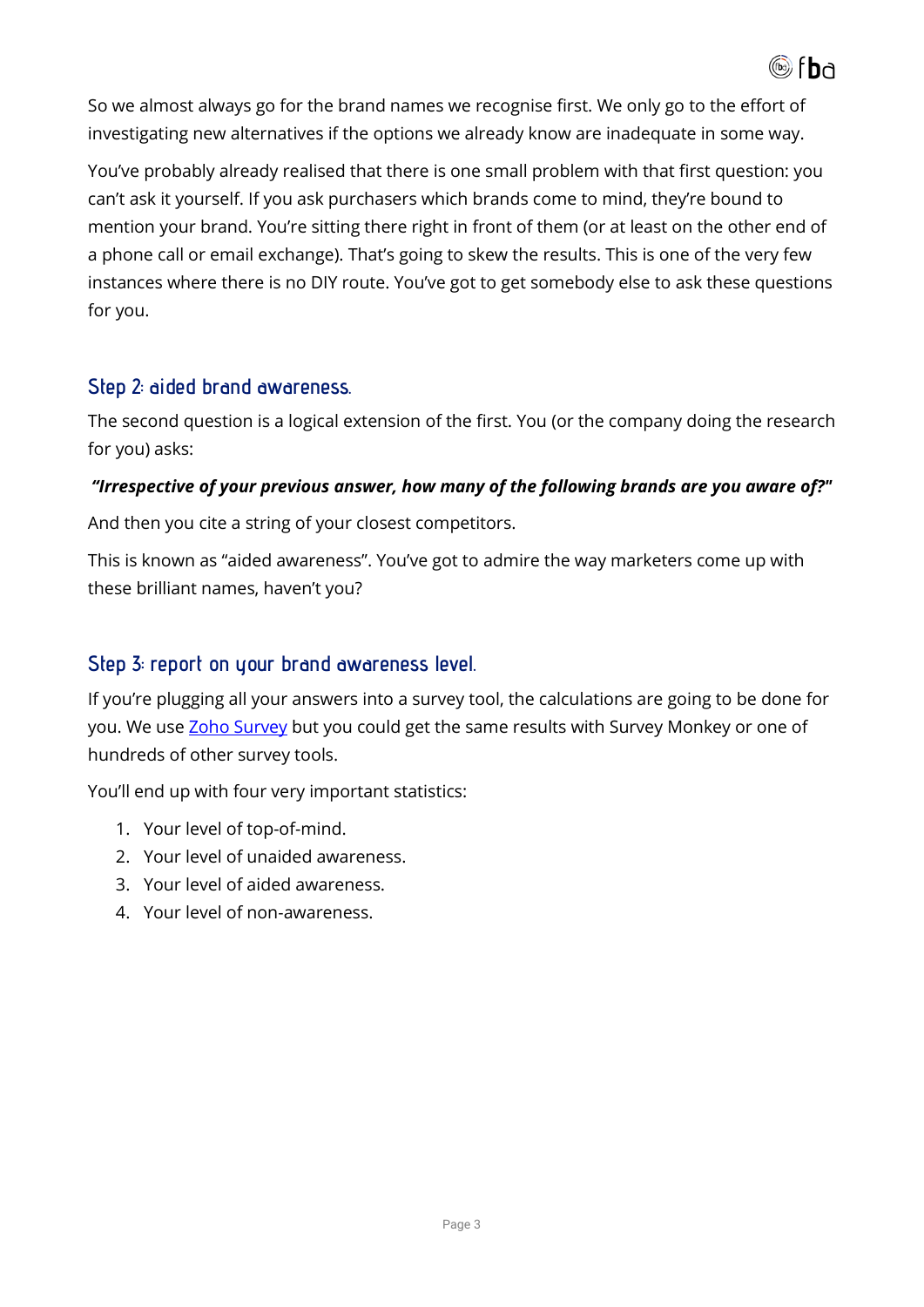So we almost always go for the brand names we recognise first. We only go to the effort of investigating new alternatives if the options we already know are inadequate in some way.

You've probably already realised that there is one small problem with that first question: you can't ask it yourself. If you ask purchasers which brands come to mind, they're bound to mention your brand. You're sitting there right in front of them (or at least on the other end of a phone call or email exchange). That's going to skew the results. This is one of the very few instances where there is no DIY route. You've got to get somebody else to ask these questions for you.

## Step 2: aided brand awareness.

The second question is a logical extension of the first. You (or the company doing the research for you) asks:

***"Irrespective of your previous answer, how many of the following brands are you aware of?"***

And then you cite a string of your closest competitors.

This is known as "aided awareness". You've got to admire the way marketers come up with these brilliant names, haven't you?

## Step 3: report on your brand awareness level.

If you're plugging all your answers into a survey tool, the calculations are going to be done for you. We use [Zoho Survey]() but you could get the same results with Survey Monkey or one of hundreds of other survey tools.

You'll end up with four very important statistics:

1. Your level of top-of-mind.
2. Your level of unaided awareness.
3. Your level of aided awareness.
4. Your level of non-awareness.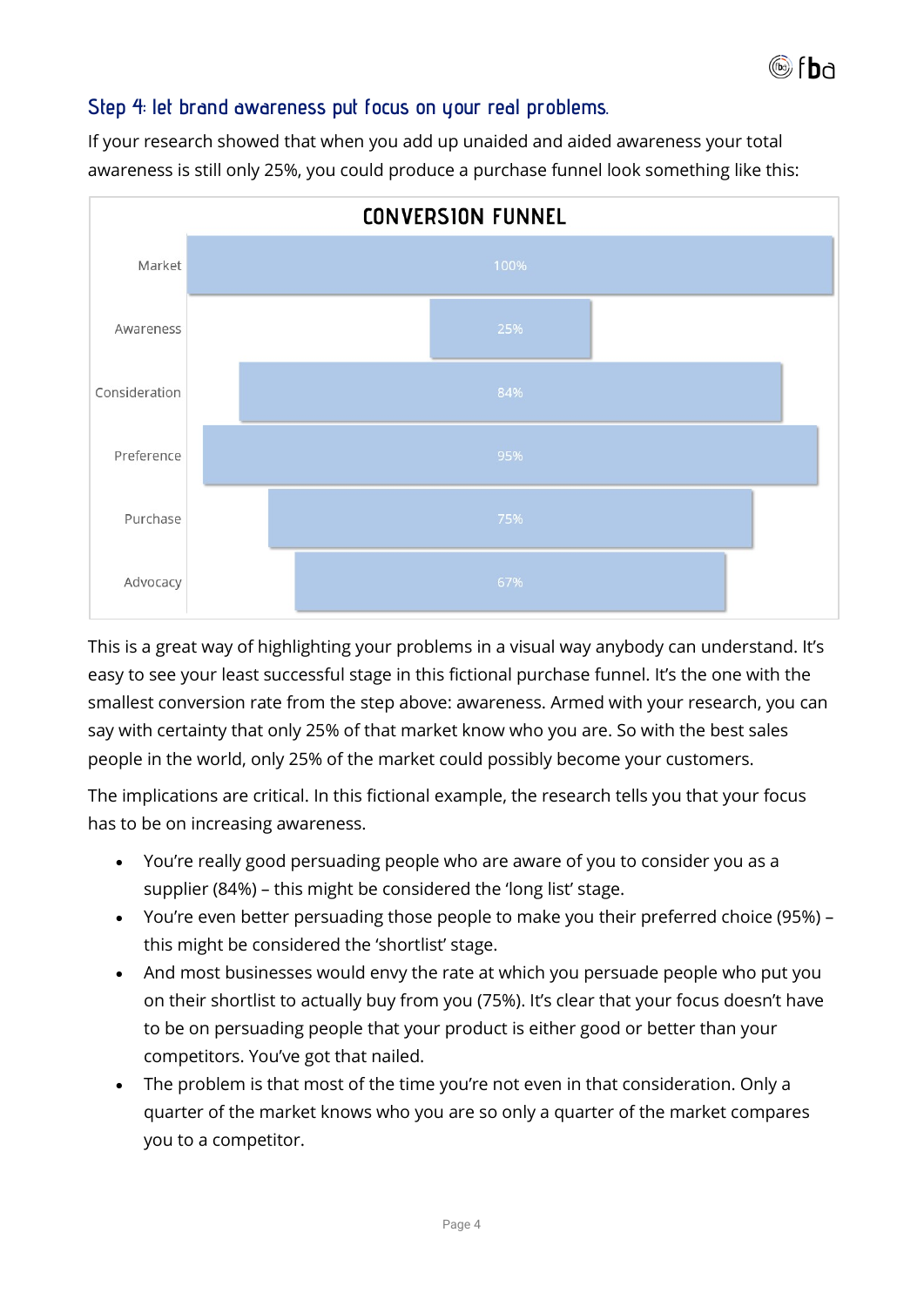### Step 4: let brand awareness put focus on your real problems.

If your research showed that when you add up unaided and aided awareness your total awareness is still only 25%, you could produce a purchase funnel look something like this:

**CONVERSION FUNNEL**

| Stage | % |
| --- | --- |
| Market | 100% |
| Awareness | 25% |
| Consideration | 84% |
| Preference | 95% |
| Purchase | 75% |
| Advocacy | 67% |

This is a great way of highlighting your problems in a visual way anybody can understand. It's easy to see your least successful stage in this fictional purchase funnel. It's the one with the smallest conversion rate from the step above: awareness. Armed with your research, you can say with certainty that only 25% of that market know who you are. So with the best sales people in the world, only 25% of the market could possibly become your customers.

The implications are critical. In this fictional example, the research tells you that your focus has to be on increasing awareness.

- You're really good persuading people who are aware of you to consider you as a supplier (84%) – this might be considered the 'long list' stage.
- You're even better persuading those people to make you their preferred choice (95%) – this might be considered the 'shortlist' stage.
- And most businesses would envy the rate at which you persuade people who put you on their shortlist to actually buy from you (75%). It's clear that your focus doesn't have to be on persuading people that your product is either good or better than your competitors. You've got that nailed.
- The problem is that most of the time you're not even in that consideration. Only a quarter of the market knows who you are so only a quarter of the market compares you to a competitor.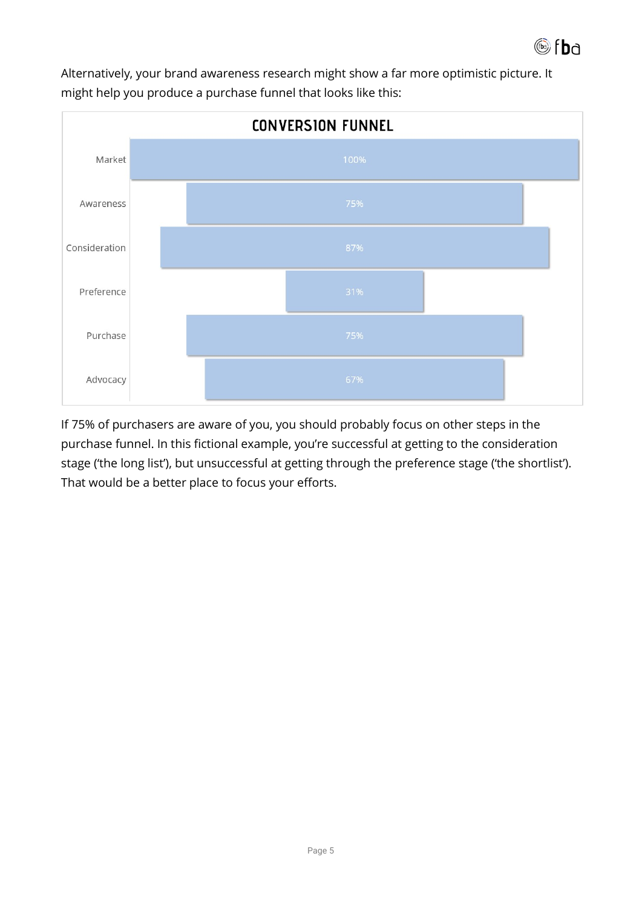Alternatively, your brand awareness research might show a far more optimistic picture. It might help you produce a purchase funnel that looks like this:

**CONVERSION FUNNEL**

| Stage | Percentage |
|---|---|
| Market | 100% |
| Awareness | 75% |
| Consideration | 87% |
| Preference | 31% |
| Purchase | 75% |
| Advocacy | 67% |

If 75% of purchasers are aware of you, you should probably focus on other steps in the purchase funnel. In this fictional example, you're successful at getting to the consideration stage ('the long list'), but unsuccessful at getting through the preference stage ('the shortlist'). That would be a better place to focus your efforts.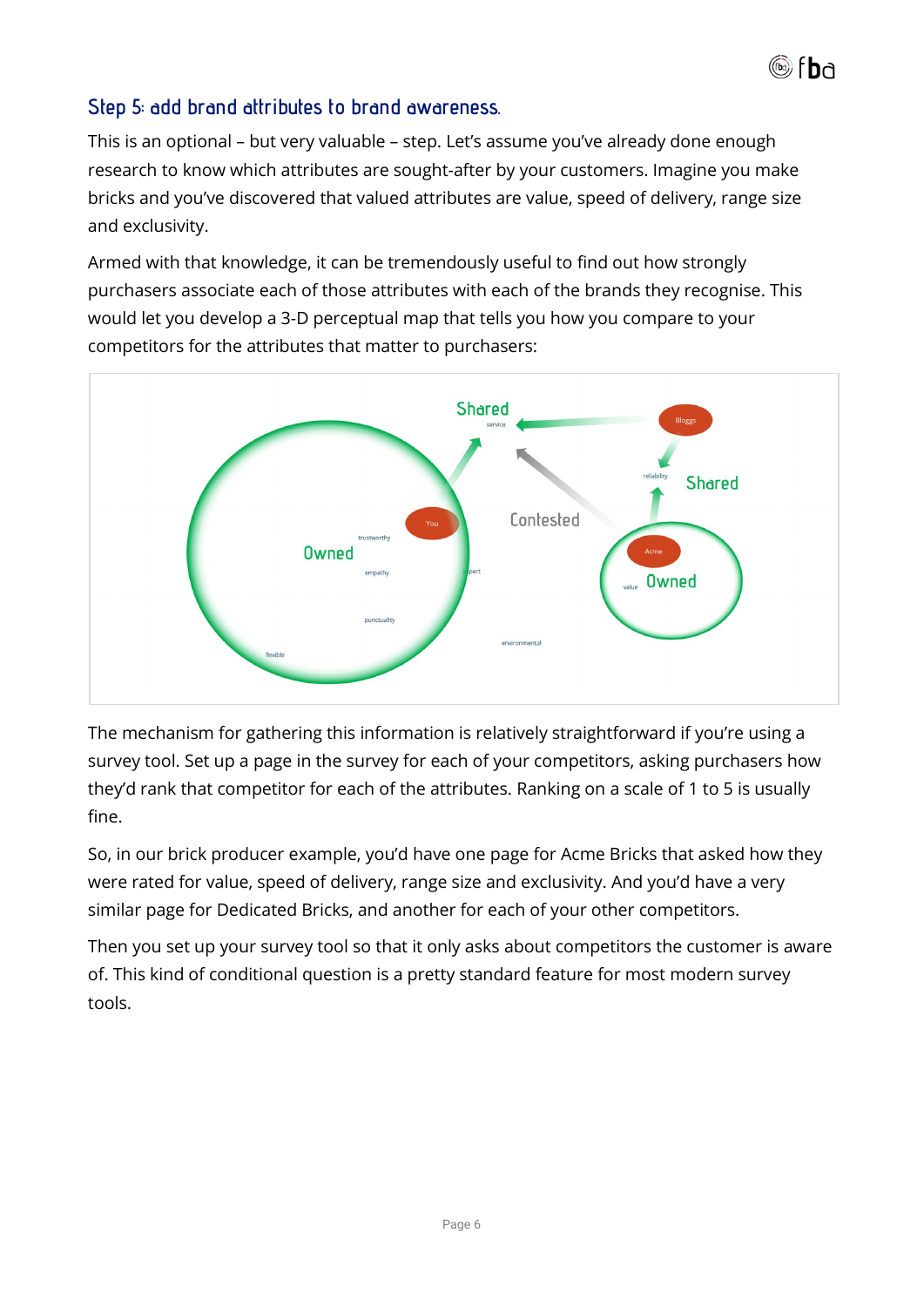## Step 5: add brand attributes to brand awareness.

This is an optional – but very valuable – step. Let's assume you've already done enough research to know which attributes are sought-after by your customers. Imagine you make bricks and you've discovered that valued attributes are value, speed of delivery, range size and exclusivity.

Armed with that knowledge, it can be tremendously useful to find out how strongly purchasers associate each of those attributes with each of the brands they recognise. This would let you develop a 3-D perceptual map that tells you how you compare to your competitors for the attributes that matter to purchasers:

The mechanism for gathering this information is relatively straightforward if you're using a survey tool. Set up a page in the survey for each of your competitors, asking purchasers how they'd rank that competitor for each of the attributes. Ranking on a scale of 1 to 5 is usually fine.

So, in our brick producer example, you'd have one page for Acme Bricks that asked how they were rated for value, speed of delivery, range size and exclusivity. And you'd have a very similar page for Dedicated Bricks, and another for each of your other competitors.

Then you set up your survey tool so that it only asks about competitors the customer is aware of. This kind of conditional question is a pretty standard feature for most modern survey tools.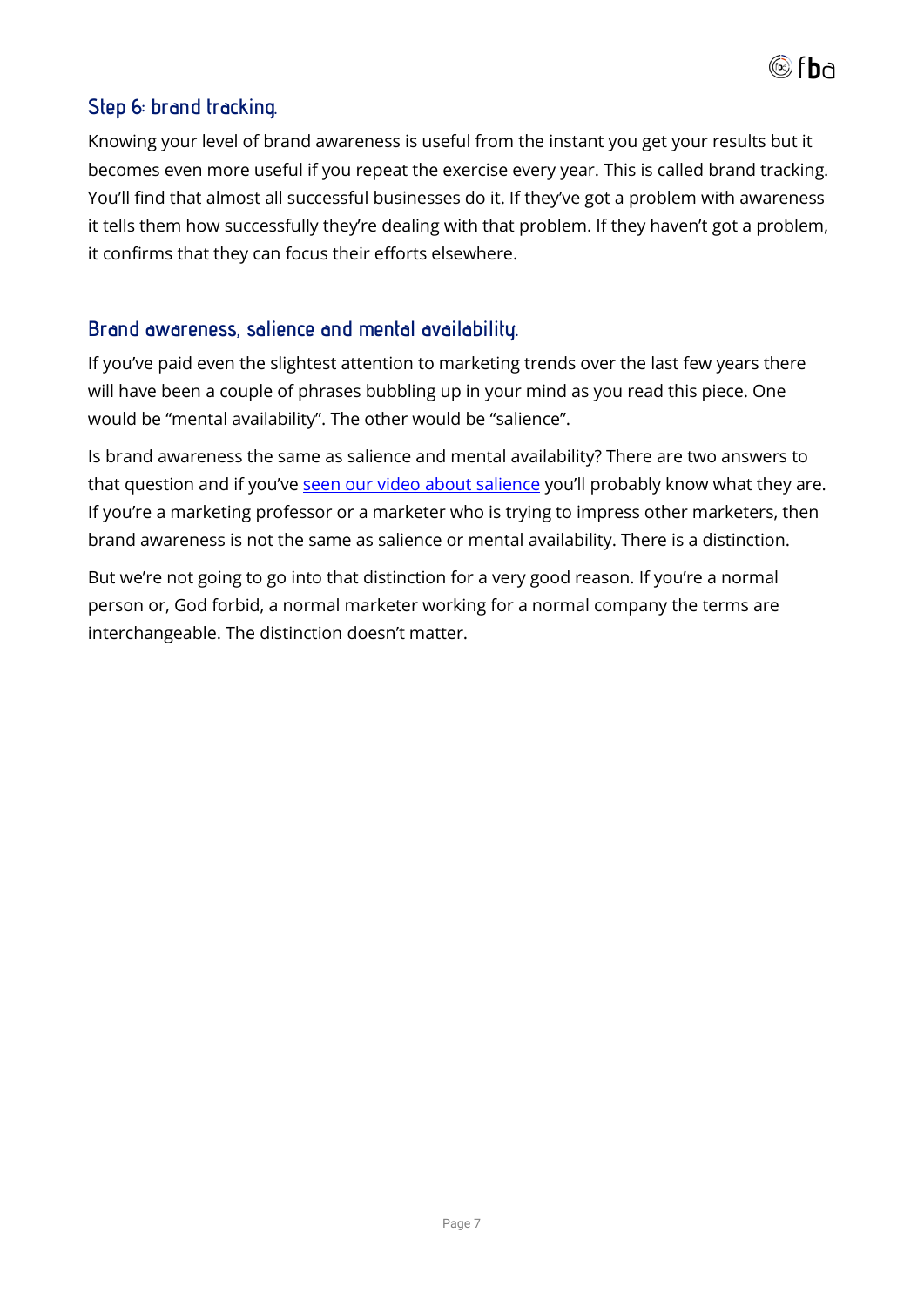## Step 6: brand tracking.

Knowing your level of brand awareness is useful from the instant you get your results but it becomes even more useful if you repeat the exercise every year. This is called brand tracking. You'll find that almost all successful businesses do it. If they've got a problem with awareness it tells them how successfully they're dealing with that problem. If they haven't got a problem, it confirms that they can focus their efforts elsewhere.

## Brand awareness, salience and mental availability.

If you've paid even the slightest attention to marketing trends over the last few years there will have been a couple of phrases bubbling up in your mind as you read this piece. One would be "mental availability". The other would be "salience".

Is brand awareness the same as salience and mental availability? There are two answers to that question and if you've seen our video about salience you'll probably know what they are. If you're a marketing professor or a marketer who is trying to impress other marketers, then brand awareness is not the same as salience or mental availability. There is a distinction.

But we're not going to go into that distinction for a very good reason. If you're a normal person or, God forbid, a normal marketer working for a normal company the terms are interchangeable. The distinction doesn't matter.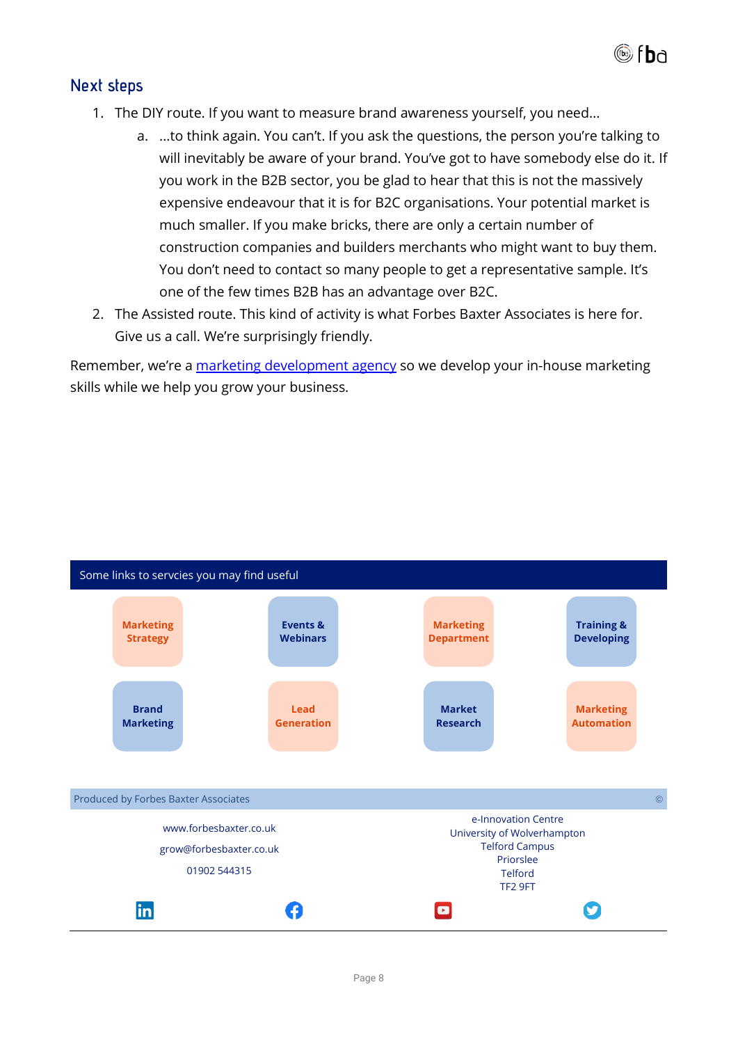## Next steps

1. The DIY route. If you want to measure brand awareness yourself, you need…
   a. …to think again. You can't. If you ask the questions, the person you're talking to will inevitably be aware of your brand. You've got to have somebody else do it. If you work in the B2B sector, you be glad to hear that this is not the massively expensive endeavour that it is for B2C organisations. Your potential market is much smaller. If you make bricks, there are only a certain number of construction companies and builders merchants who might want to buy them. You don't need to contact so many people to get a representative sample. It's one of the few times B2B has an advantage over B2C.
2. The Assisted route. This kind of activity is what Forbes Baxter Associates is here for. Give us a call. We're surprisingly friendly.

Remember, we're a marketing development agency so we develop your in-house marketing skills while we help you grow your business.

Some links to servcies you may find useful

| | | | |
|---|---|---|---|
| Marketing Strategy | Events & Webinars | Marketing Department | Training & Developing |
| Brand Marketing | Lead Generation | Market Research | Marketing Automation |

Produced by Forbes Baxter Associates ©

www.forbesbaxter.co.uk
grow@forbesbaxter.co.uk
01902 544315

e-Innovation Centre
University of Wolverhampton
Telford Campus
Priorslee
Telford
TF2 9FT